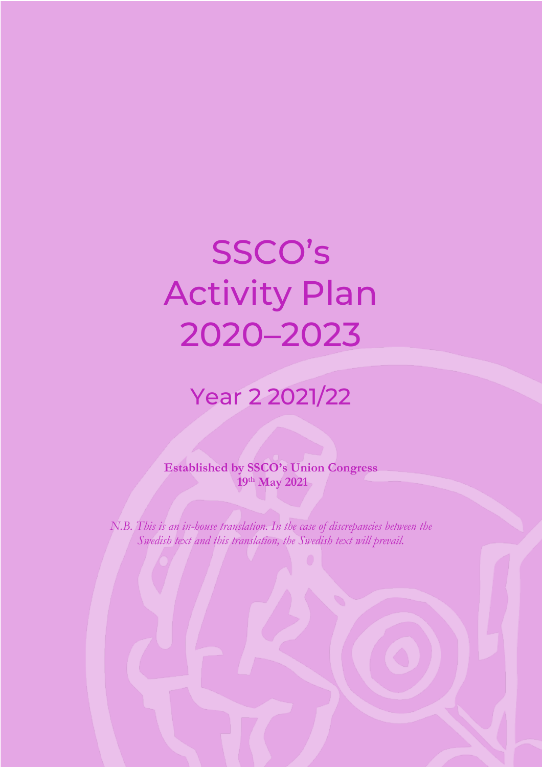# SSCO's Activity Plan 2020–2023

## Year 2 2021/22

**Established by SSCO's Union Congress**
**19th May 2021**

*N.B. This is an in-house translation. In the case of discrepancies between the Swedish text and this translation, the Swedish text will prevail.*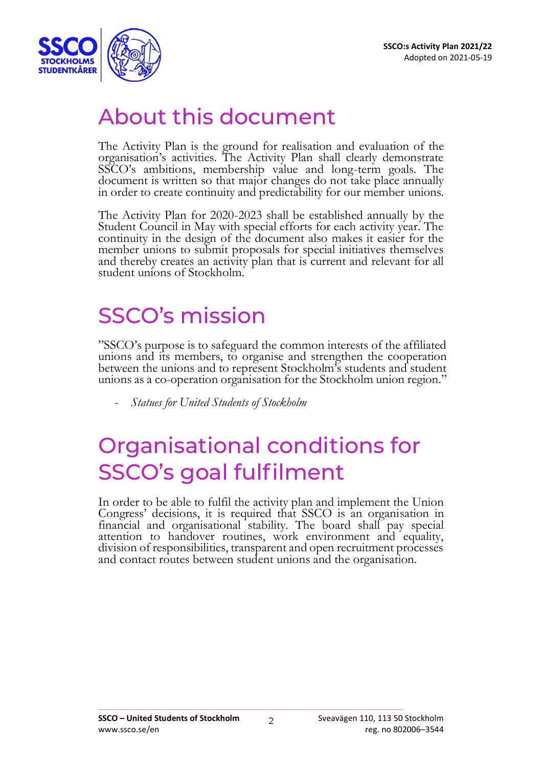# About this document

The Activity Plan is the ground for realisation and evaluation of the organisation's activities. The Activity Plan shall clearly demonstrate SSCO's ambitions, membership value and long-term goals. The document is written so that major changes do not take place annually in order to create continuity and predictability for our member unions.

The Activity Plan for 2020-2023 shall be established annually by the Student Council in May with special efforts for each activity year. The continuity in the design of the document also makes it easier for the member unions to submit proposals for special initiatives themselves and thereby creates an activity plan that is current and relevant for all student unions of Stockholm.

# SSCO's mission

"SSCO's purpose is to safeguard the common interests of the affiliated unions and its members, to organise and strengthen the cooperation between the unions and to represent Stockholm's students and student unions as a co-operation organisation for the Stockholm union region."

- *Statues for United Students of Stockholm*

# Organisational conditions for SSCO's goal fulfilment

In order to be able to fulfil the activity plan and implement the Union Congress' decisions, it is required that SSCO is an organisation in financial and organisational stability. The board shall pay special attention to handover routines, work environment and equality, division of responsibilities, transparent and open recruitment processes and contact routes between student unions and the organisation.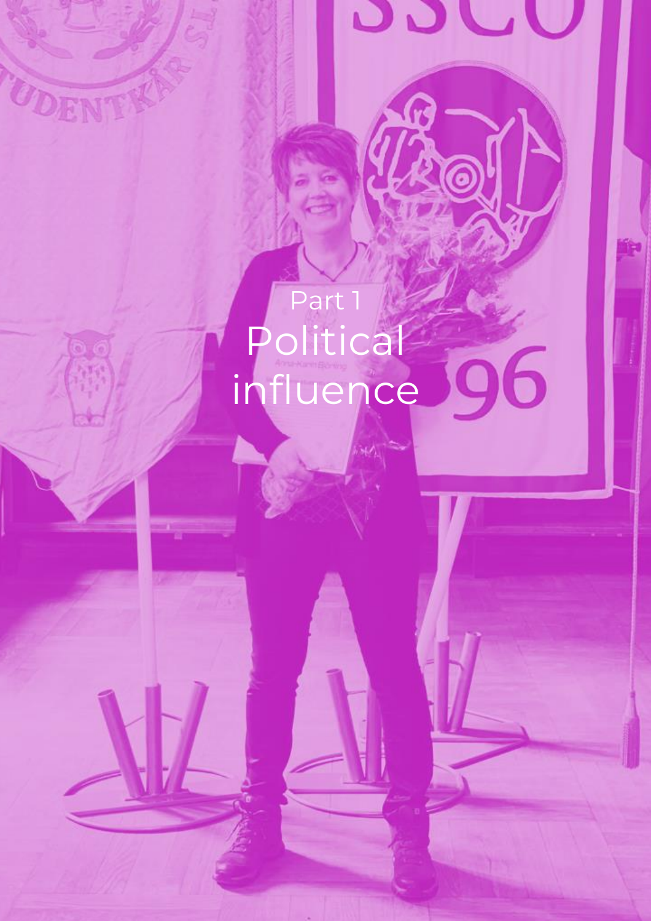Part 1

# Political influence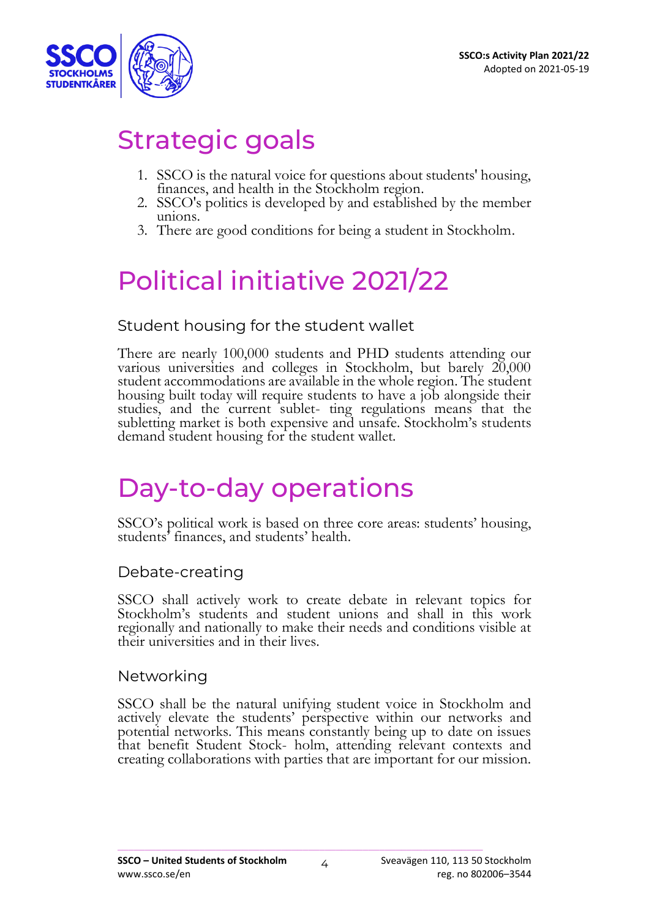# Strategic goals

1. SSCO is the natural voice for questions about students' housing, finances, and health in the Stockholm region.
2. SSCO's politics is developed by and established by the member unions.
3. There are good conditions for being a student in Stockholm.

# Political initiative 2021/22

## Student housing for the student wallet

There are nearly 100,000 students and PHD students attending our various universities and colleges in Stockholm, but barely 20,000 student accommodations are available in the whole region. The student housing built today will require students to have a job alongside their studies, and the current sublet- ting regulations means that the subletting market is both expensive and unsafe. Stockholm's students demand student housing for the student wallet.

# Day-to-day operations

SSCO's political work is based on three core areas: students' housing, students' finances, and students' health.

## Debate-creating

SSCO shall actively work to create debate in relevant topics for Stockholm's students and student unions and shall in this work regionally and nationally to make their needs and conditions visible at their universities and in their lives.

## Networking

SSCO shall be the natural unifying student voice in Stockholm and actively elevate the students' perspective within our networks and potential networks. This means constantly being up to date on issues that benefit Student Stock- holm, attending relevant contexts and creating collaborations with parties that are important for our mission.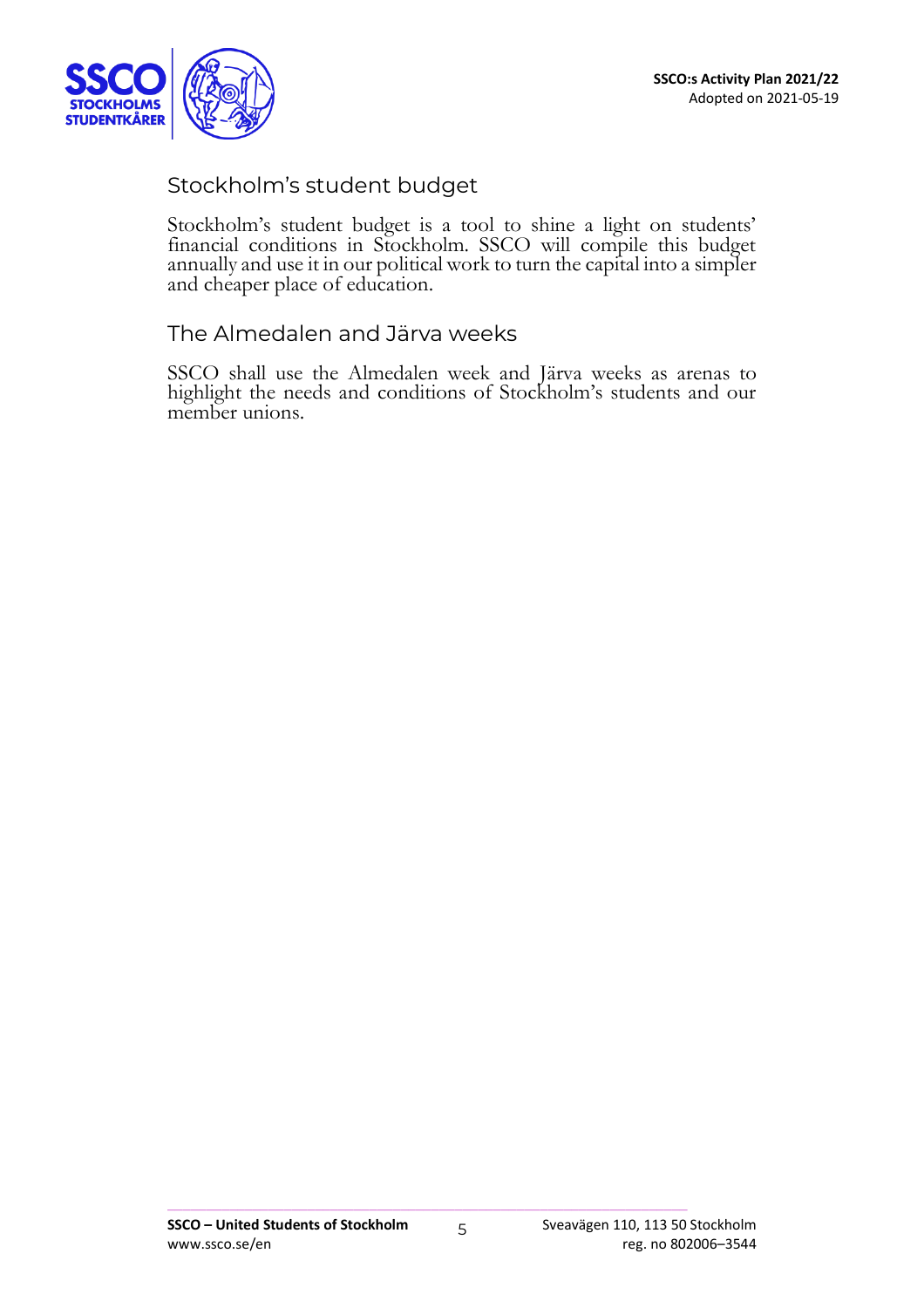## Stockholm's student budget

Stockholm's student budget is a tool to shine a light on students' financial conditions in Stockholm. SSCO will compile this budget annually and use it in our political work to turn the capital into a simpler and cheaper place of education.

## The Almedalen and Järva weeks

SSCO shall use the Almedalen week and Järva weeks as arenas to highlight the needs and conditions of Stockholm's students and our member unions.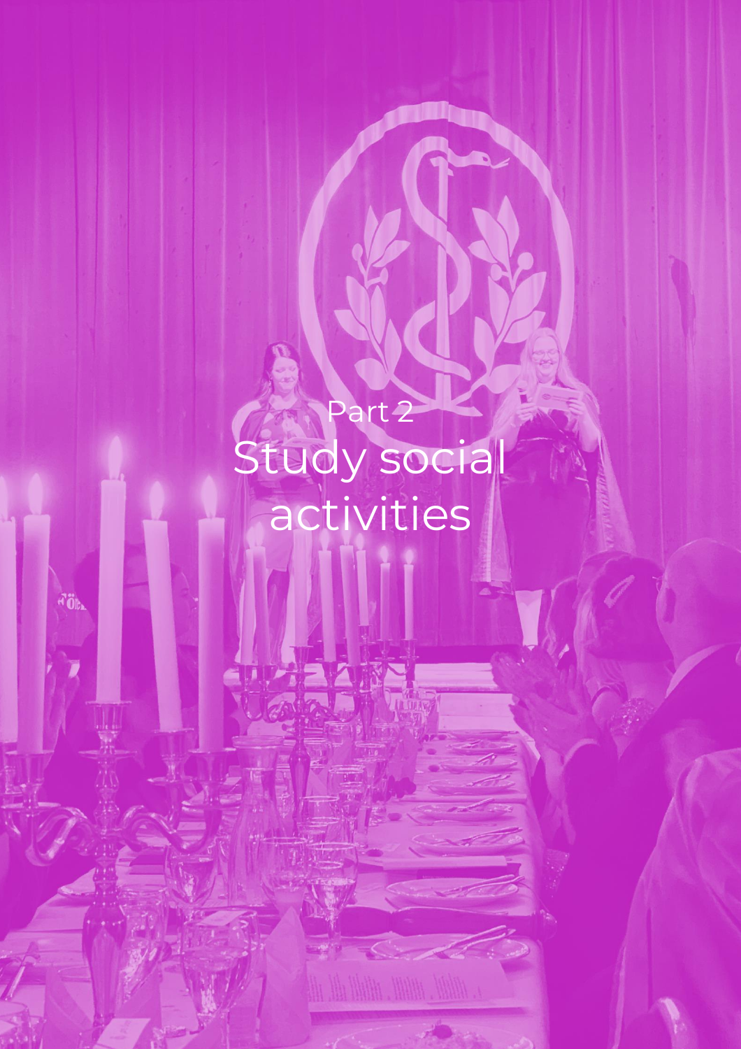Part 2

# Study social activities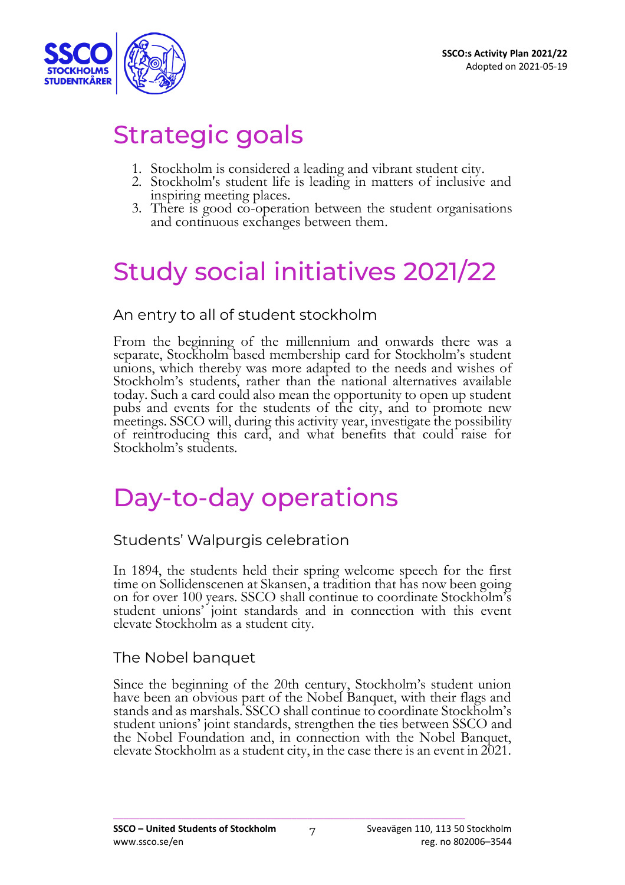# Strategic goals

1. Stockholm is considered a leading and vibrant student city.
2. Stockholm's student life is leading in matters of inclusive and inspiring meeting places.
3. There is good co-operation between the student organisations and continuous exchanges between them.

# Study social initiatives 2021/22

## An entry to all of student stockholm

From the beginning of the millennium and onwards there was a separate, Stockholm based membership card for Stockholm's student unions, which thereby was more adapted to the needs and wishes of Stockholm's students, rather than the national alternatives available today. Such a card could also mean the opportunity to open up student pubs and events for the students of the city, and to promote new meetings. SSCO will, during this activity year, investigate the possibility of reintroducing this card, and what benefits that could raise for Stockholm's students.

# Day-to-day operations

## Students' Walpurgis celebration

In 1894, the students held their spring welcome speech for the first time on Sollidenscenen at Skansen, a tradition that has now been going on for over 100 years. SSCO shall continue to coordinate Stockholm's student unions' joint standards and in connection with this event elevate Stockholm as a student city.

## The Nobel banquet

Since the beginning of the 20th century, Stockholm's student union have been an obvious part of the Nobel Banquet, with their flags and stands and as marshals. SSCO shall continue to coordinate Stockholm's student unions' joint standards, strengthen the ties between SSCO and the Nobel Foundation and, in connection with the Nobel Banquet, elevate Stockholm as a student city, in the case there is an event in 2021.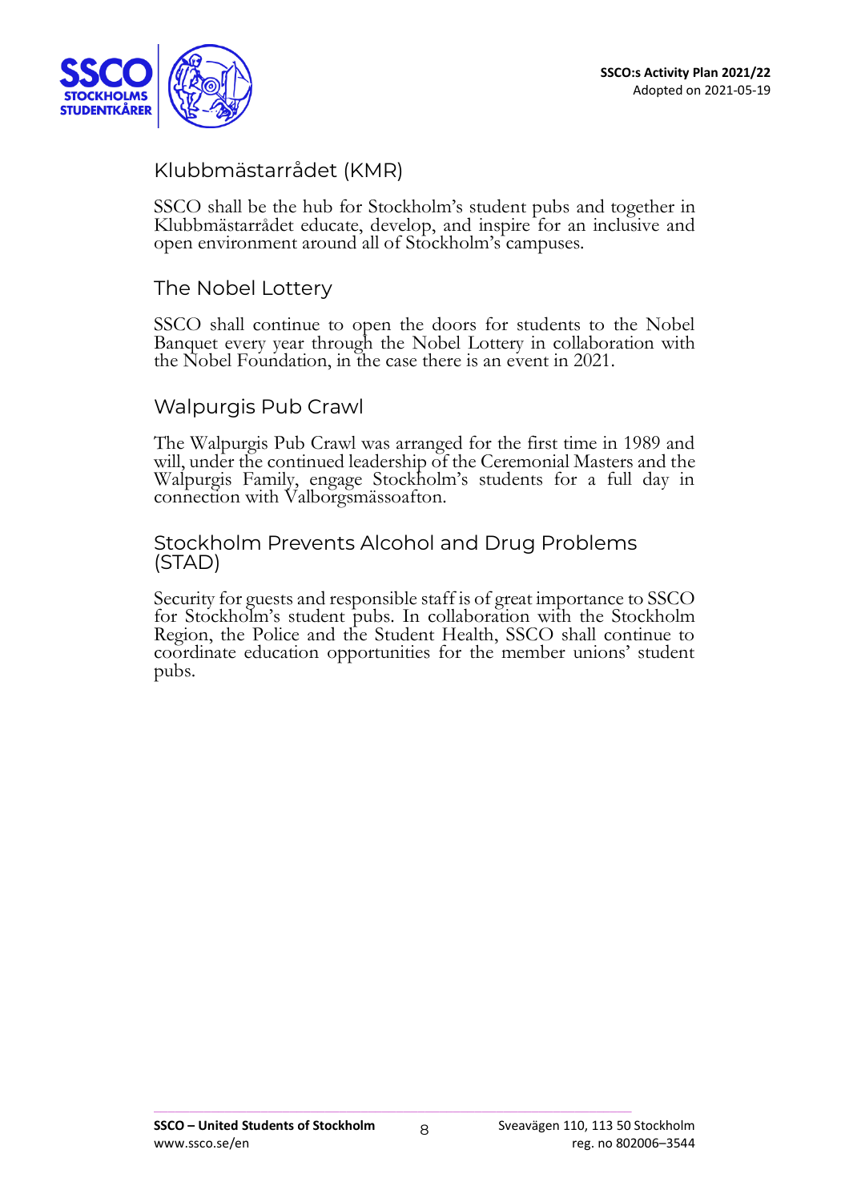## Klubbmästarrådet (KMR)

SSCO shall be the hub for Stockholm's student pubs and together in Klubbmästarrådet educate, develop, and inspire for an inclusive and open environment around all of Stockholm's campuses.

## The Nobel Lottery

SSCO shall continue to open the doors for students to the Nobel Banquet every year through the Nobel Lottery in collaboration with the Nobel Foundation, in the case there is an event in 2021.

## Walpurgis Pub Crawl

The Walpurgis Pub Crawl was arranged for the first time in 1989 and will, under the continued leadership of the Ceremonial Masters and the Walpurgis Family, engage Stockholm's students for a full day in connection with Valborgsmässoafton.

## Stockholm Prevents Alcohol and Drug Problems (STAD)

Security for guests and responsible staff is of great importance to SSCO for Stockholm's student pubs. In collaboration with the Stockholm Region, the Police and the Student Health, SSCO shall continue to coordinate education opportunities for the member unions' student pubs.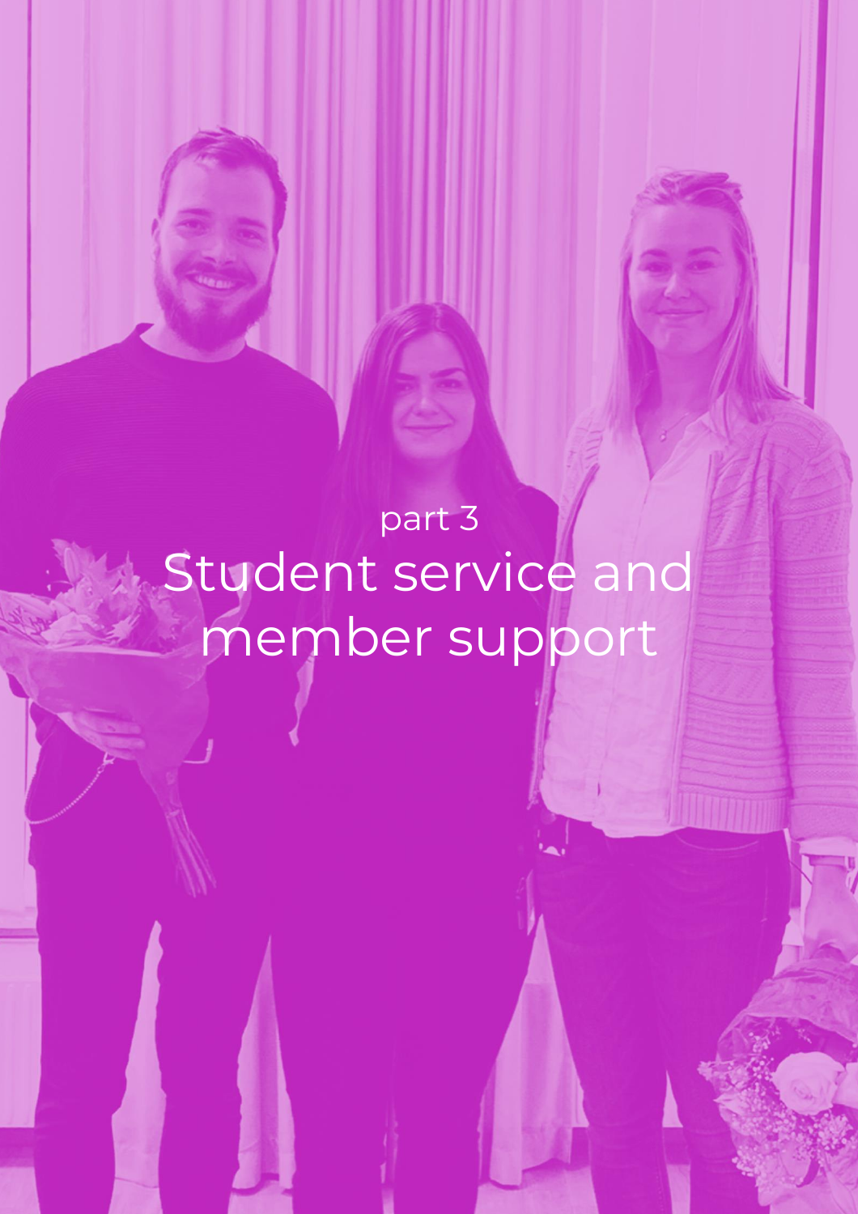part 3

# Student service and member support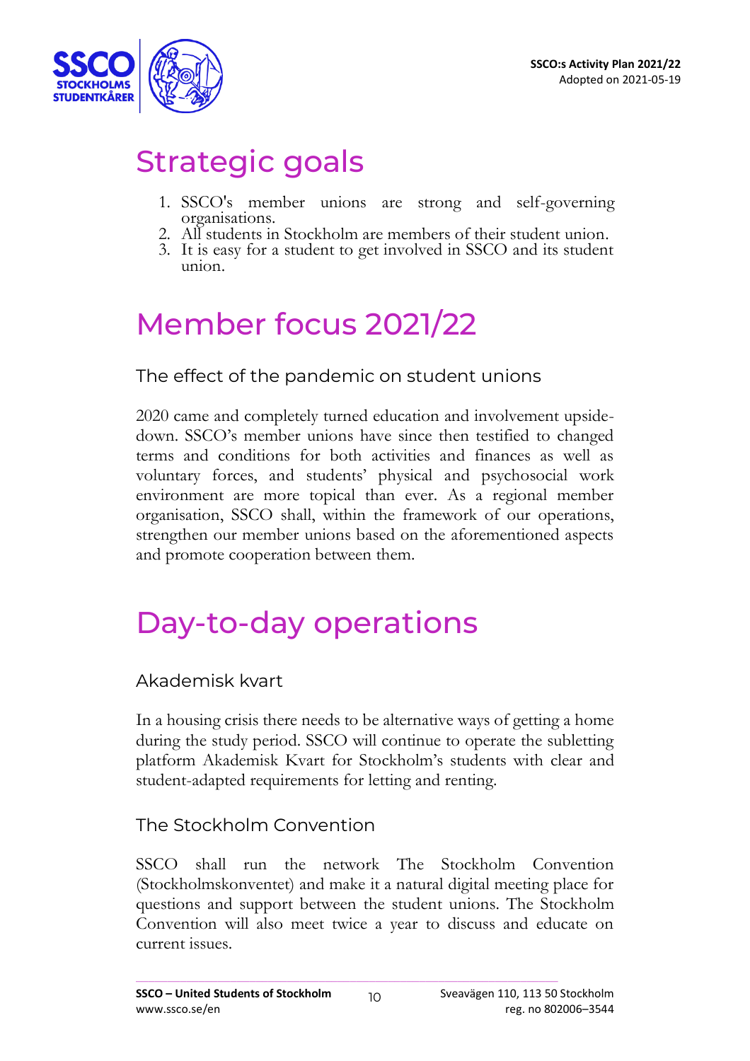# Strategic goals

1. SSCO's member unions are strong and self-governing organisations.
2. All students in Stockholm are members of their student union.
3. It is easy for a student to get involved in SSCO and its student union.

# Member focus 2021/22

## The effect of the pandemic on student unions

2020 came and completely turned education and involvement upside-down. SSCO's member unions have since then testified to changed terms and conditions for both activities and finances as well as voluntary forces, and students' physical and psychosocial work environment are more topical than ever. As a regional member organisation, SSCO shall, within the framework of our operations, strengthen our member unions based on the aforementioned aspects and promote cooperation between them.

# Day-to-day operations

## Akademisk kvart

In a housing crisis there needs to be alternative ways of getting a home during the study period. SSCO will continue to operate the subletting platform Akademisk Kvart for Stockholm's students with clear and student-adapted requirements for letting and renting.

## The Stockholm Convention

SSCO shall run the network The Stockholm Convention (Stockholmskonventet) and make it a natural digital meeting place for questions and support between the student unions. The Stockholm Convention will also meet twice a year to discuss and educate on current issues.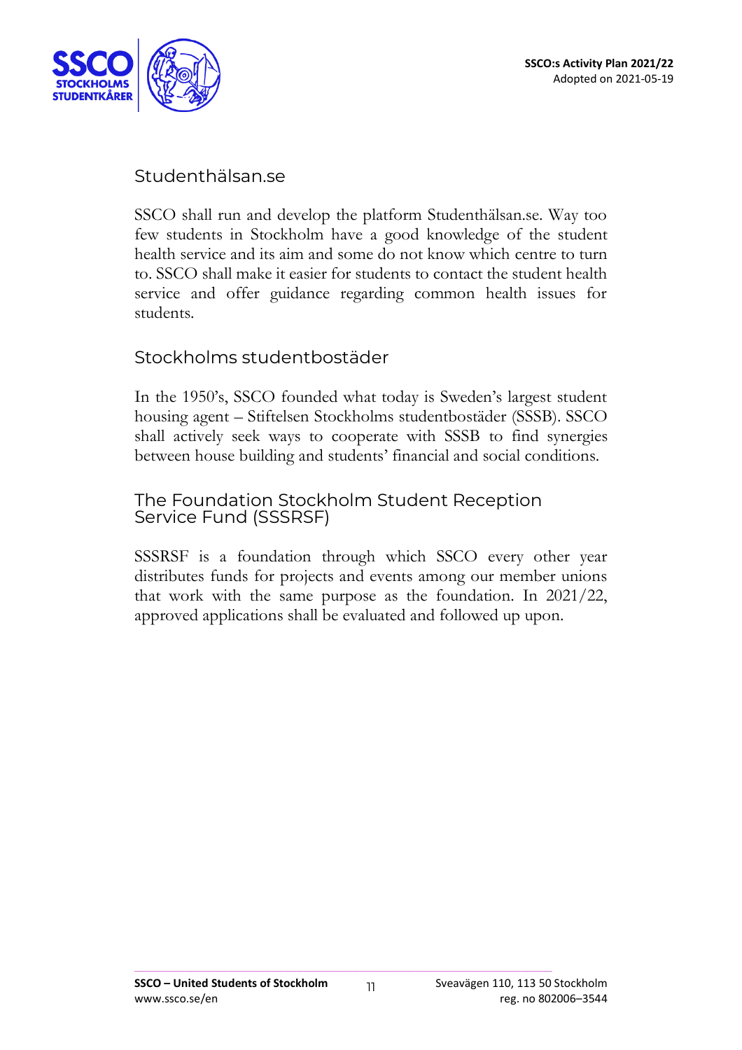## Studenthälsan.se

SSCO shall run and develop the platform Studenthälsan.se. Way too few students in Stockholm have a good knowledge of the student health service and its aim and some do not know which centre to turn to. SSCO shall make it easier for students to contact the student health service and offer guidance regarding common health issues for students.

## Stockholms studentbostäder

In the 1950's, SSCO founded what today is Sweden's largest student housing agent – Stiftelsen Stockholms studentbostäder (SSSB). SSCO shall actively seek ways to cooperate with SSSB to find synergies between house building and students' financial and social conditions.

## The Foundation Stockholm Student Reception Service Fund (SSSRSF)

SSSRSF is a foundation through which SSCO every other year distributes funds for projects and events among our member unions that work with the same purpose as the foundation. In 2021/22, approved applications shall be evaluated and followed up upon.